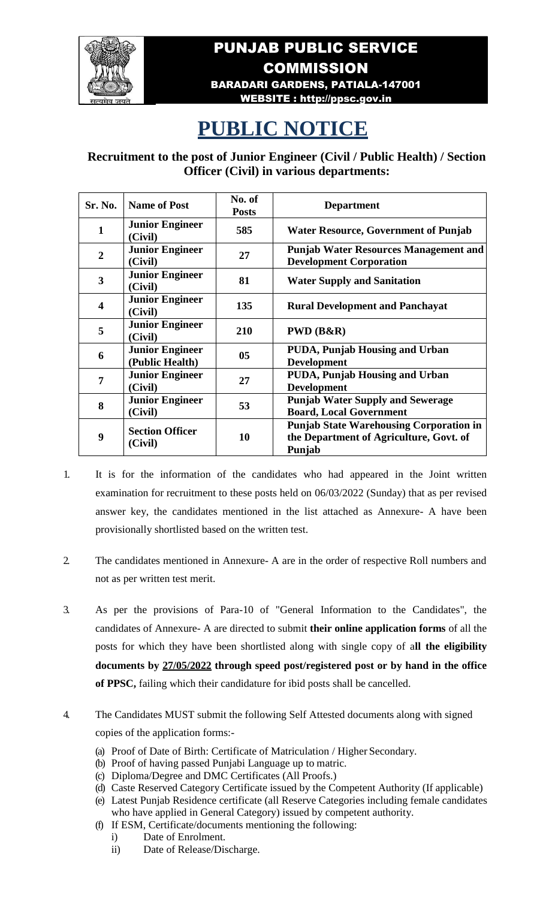# PUNJAB PUBLIC SERVICE COMMISSION

BARADARI GARDENS, PATIALA-147001

WEBSITE : http://ppsc.gov.in

# PUBLIC NOTICE

**Recruitment to the post of Junior Engineer (Civil / Public Health) / Section Officer (Civil) in various departments:**

| Sr. No. | Name of Post | No. of Posts | Department |
|---|---|---|---|
| 1 | Junior Engineer (Civil) | 585 | Water Resource, Government of Punjab |
| 2 | Junior Engineer (Civil) | 27 | Punjab Water Resources Management and Development Corporation |
| 3 | Junior Engineer (Civil) | 81 | Water Supply and Sanitation |
| 4 | Junior Engineer (Civil) | 135 | Rural Development and Panchayat |
| 5 | Junior Engineer (Civil) | 210 | PWD (B&R) |
| 6 | Junior Engineer (Public Health) | 05 | PUDA, Punjab Housing and Urban Development |
| 7 | Junior Engineer (Civil) | 27 | PUDA, Punjab Housing and Urban Development |
| 8 | Junior Engineer (Civil) | 53 | Punjab Water Supply and Sewerage Board, Local Government |
| 9 | Section Officer (Civil) | 10 | Punjab State Warehousing Corporation in the Department of Agriculture, Govt. of Punjab |

1. It is for the information of the candidates who had appeared in the Joint written examination for recruitment to these posts held on 06/03/2022 (Sunday) that as per revised answer key, the candidates mentioned in the list attached as Annexure- A have been provisionally shortlisted based on the written test.

2. The candidates mentioned in Annexure- A are in the order of respective Roll numbers and not as per written test merit.

3. As per the provisions of Para-10 of "General Information to the Candidates", the candidates of Annexure- A are directed to submit **their online application forms** of all the posts for which they have been shortlisted along with single copy of a**ll the eligibility documents by 27/05/2022 through speed post/registered post or by hand in the office of PPSC,** failing which their candidature for ibid posts shall be cancelled.

4. The Candidates MUST submit the following Self Attested documents along with signed copies of the application forms:-
   - (a) Proof of Date of Birth: Certificate of Matriculation / Higher Secondary.
   - (b) Proof of having passed Punjabi Language up to matric.
   - (c) Diploma/Degree and DMC Certificates (All Proofs.)
   - (d) Caste Reserved Category Certificate issued by the Competent Authority (If applicable)
   - (e) Latest Punjab Residence certificate (all Reserve Categories including female candidates who have applied in General Category) issued by competent authority.
   - (f) If ESM, Certificate/documents mentioning the following:
     - i) Date of Enrolment.
     - ii) Date of Release/Discharge.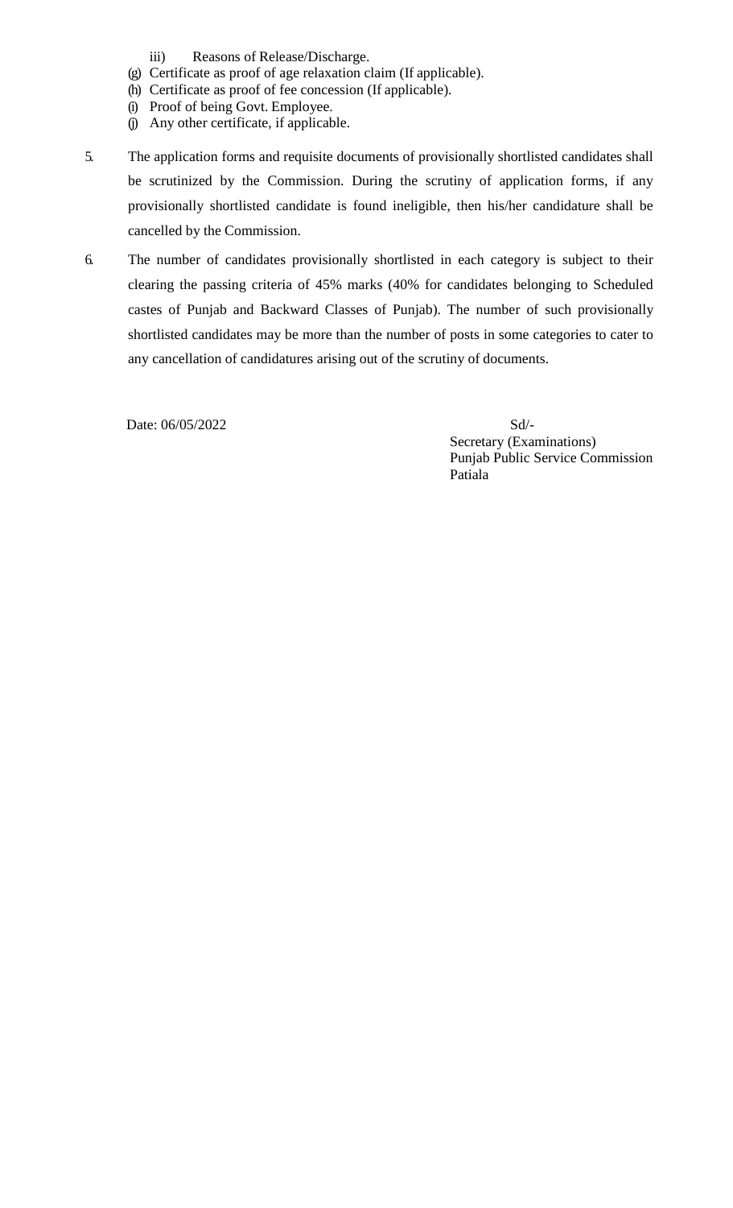iii) Reasons of Release/Discharge.

(g) Certificate as proof of age relaxation claim (If applicable).
(h) Certificate as proof of fee concession (If applicable).
(i) Proof of being Govt. Employee.
(j) Any other certificate, if applicable.

5. The application forms and requisite documents of provisionally shortlisted candidates shall be scrutinized by the Commission. During the scrutiny of application forms, if any provisionally shortlisted candidate is found ineligible, then his/her candidature shall be cancelled by the Commission.

6. The number of candidates provisionally shortlisted in each category is subject to their clearing the passing criteria of 45% marks (40% for candidates belonging to Scheduled castes of Punjab and Backward Classes of Punjab). The number of such provisionally shortlisted candidates may be more than the number of posts in some categories to cater to any cancellation of candidatures arising out of the scrutiny of documents.

Date: 06/05/2022

Sd/-
Secretary (Examinations)
Punjab Public Service Commission
Patiala